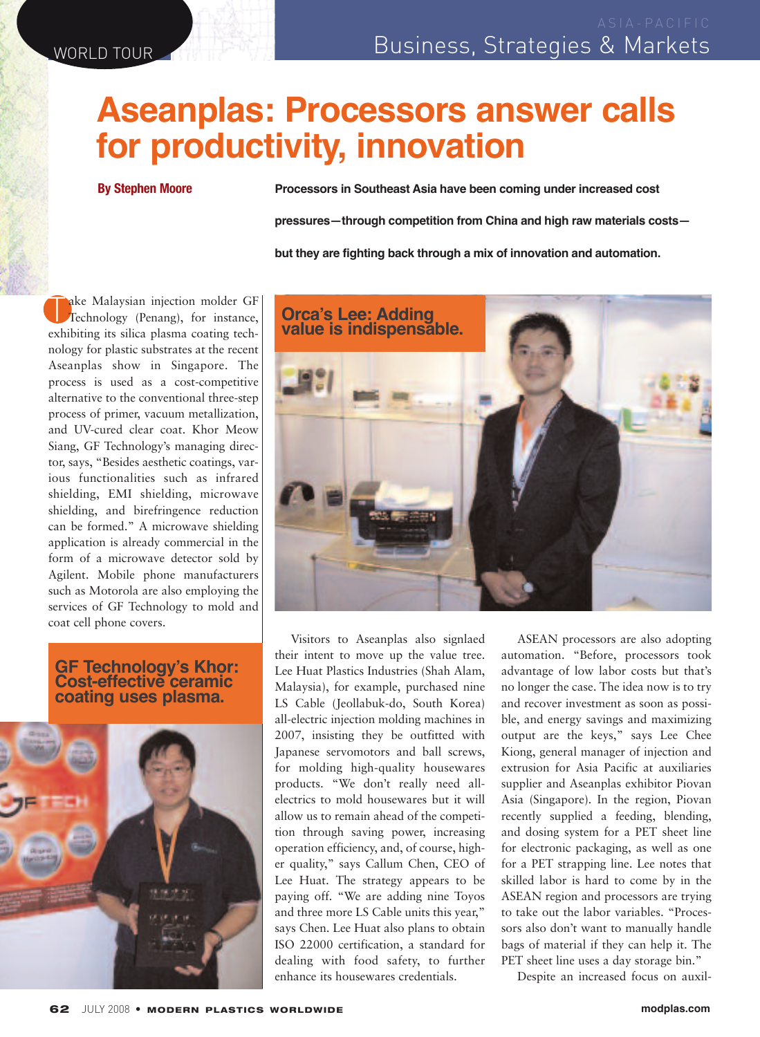# Aseanplas: Processors answer calls for productivity, innovation

**By Stephen Moore**

**Processors in Southeast Asia have been coming under increased cost pressures—through competition from China and high raw materials costs—but they are fighting back through a mix of innovation and automation.**

Take Malaysian injection molder GF Technology (Penang), for instance, exhibiting its silica plasma coating technology for plastic substrates at the recent Aseanplas show in Singapore. The process is used as a cost-competitive alternative to the conventional three-step process of primer, vacuum metallization, and UV-cured clear coat. Khor Meow Siang, GF Technology's managing director, says, "Besides aesthetic coatings, various functionalities such as infrared shielding, EMI shielding, microwave shielding, and birefringence reduction can be formed." A microwave shielding application is already commercial in the form of a microwave detector sold by Agilent. Mobile phone manufacturers such as Motorola are also employing the services of GF Technology to mold and coat cell phone covers.

**GF Technology's Khor: Cost-effective ceramic coating uses plasma.**

**Orca's Lee: Adding value is indispensable.**

Visitors to Aseanplas also signlaed their intent to move up the value tree. Lee Huat Plastics Industries (Shah Alam, Malaysia), for example, purchased nine LS Cable (Jeollabuk-do, South Korea) all-electric injection molding machines in 2007, insisting they be outfitted with Japanese servomotors and ball screws, for molding high-quality housewares products. "We don't really need all-electrics to mold housewares but it will allow us to remain ahead of the competition through saving power, increasing operation efficiency, and, of course, higher quality," says Callum Chen, CEO of Lee Huat. The strategy appears to be paying off. "We are adding nine Toyos and three more LS Cable units this year," says Chen. Lee Huat also plans to obtain ISO 22000 certification, a standard for dealing with food safety, to further enhance its housewares credentials.

ASEAN processors are also adopting automation. "Before, processors took advantage of low labor costs but that's no longer the case. The idea now is to try and recover investment as soon as possible, and energy savings and maximizing output are the keys," says Lee Chee Kiong, general manager of injection and extrusion for Asia Pacific at auxiliaries supplier and Aseanplas exhibitor Piovan Asia (Singapore). In the region, Piovan recently supplied a feeding, blending, and dosing system for a PET sheet line for electronic packaging, as well as one for a PET strapping line. Lee notes that skilled labor is hard to come by in the ASEAN region and processors are trying to take out the labor variables. "Processors also don't want to manually handle bags of material if they can help it. The PET sheet line uses a day storage bin."

Despite an increased focus on auxil-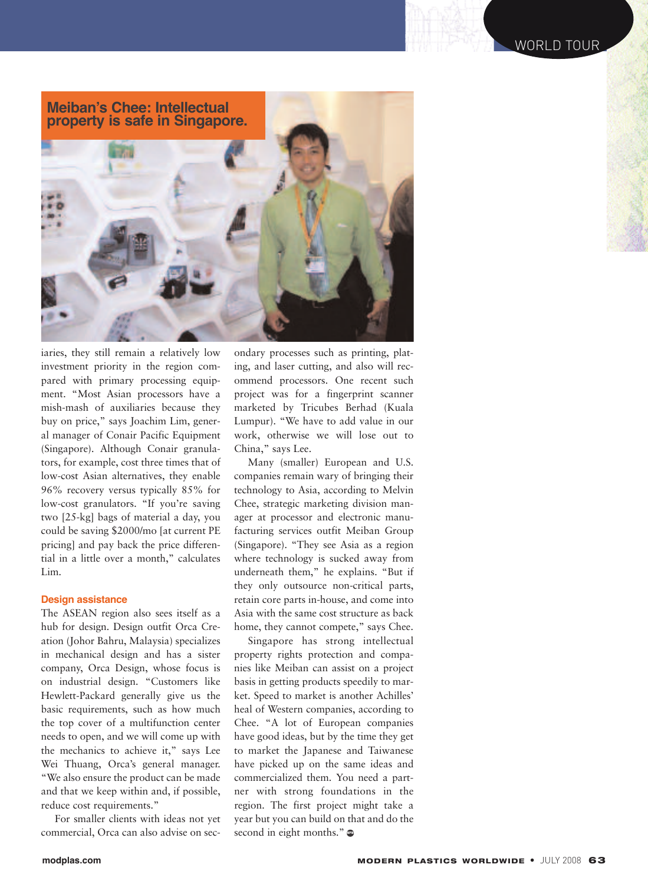Meiban's Chee: Intellectual property is safe in Singapore.

iaries, they still remain a relatively low investment priority in the region compared with primary processing equipment. "Most Asian processors have a mish-mash of auxiliaries because they buy on price," says Joachim Lim, general manager of Conair Pacific Equipment (Singapore). Although Conair granulators, for example, cost three times that of low-cost Asian alternatives, they enable 96% recovery versus typically 85% for low-cost granulators. "If you're saving two [25-kg] bags of material a day, you could be saving $2000/mo [at current PE pricing] and pay back the price differential in a little over a month," calculates Lim.

### Design assistance

The ASEAN region also sees itself as a hub for design. Design outfit Orca Creation (Johor Bahru, Malaysia) specializes in mechanical design and has a sister company, Orca Design, whose focus is on industrial design. "Customers like Hewlett-Packard generally give us the basic requirements, such as how much the top cover of a multifunction center needs to open, and we will come up with the mechanics to achieve it," says Lee Wei Thuang, Orca's general manager. "We also ensure the product can be made and that we keep within and, if possible, reduce cost requirements."

For smaller clients with ideas not yet commercial, Orca can also advise on secondary processes such as printing, plating, and laser cutting, and also will recommend processors. One recent such project was for a fingerprint scanner marketed by Tricubes Berhad (Kuala Lumpur). "We have to add value in our work, otherwise we will lose out to China," says Lee.

Many (smaller) European and U.S. companies remain wary of bringing their technology to Asia, according to Melvin Chee, strategic marketing division manager at processor and electronic manufacturing services outfit Meiban Group (Singapore). "They see Asia as a region where technology is sucked away from underneath them," he explains. "But if they only outsource non-critical parts, retain core parts in-house, and come into Asia with the same cost structure as back home, they cannot compete," says Chee.

Singapore has strong intellectual property rights protection and companies like Meiban can assist on a project basis in getting products speedily to market. Speed to market is another Achilles' heal of Western companies, according to Chee. "A lot of European companies have good ideas, but by the time they get to market the Japanese and Taiwanese have picked up on the same ideas and commercialized them. You need a partner with strong foundations in the region. The first project might take a year but you can build on that and do the second in eight months."